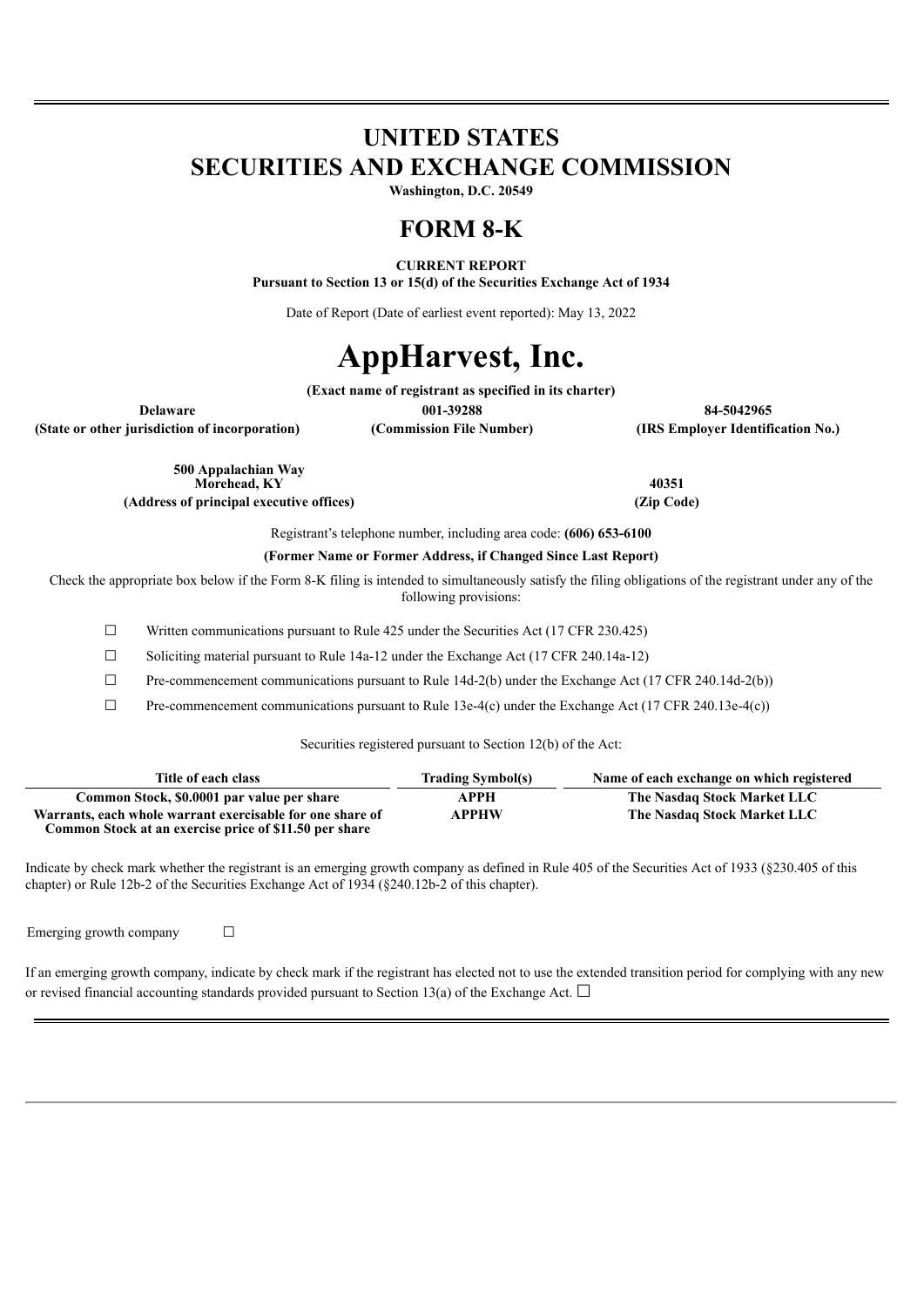# UNITED STATES
# SECURITIES AND EXCHANGE COMMISSION

**Washington, D.C. 20549**

## FORM 8-K

**CURRENT REPORT**
**Pursuant to Section 13 or 15(d) of the Securities Exchange Act of 1934**

Date of Report (Date of earliest event reported): May 13, 2022

# AppHarvest, Inc.

**(Exact name of registrant as specified in its charter)**

| Delaware | 001-39288 | 84-5042965 |
|---|---|---|
| (State or other jurisdiction of incorporation) | (Commission File Number) | (IRS Employer Identification No.) |

| 500 Appalachian Way<br>Morehead, KY | 40351 |
|---|---|
| (Address of principal executive offices) | (Zip Code) |

Registrant's telephone number, including area code: **(606) 653-6100**

**(Former Name or Former Address, if Changed Since Last Report)**

Check the appropriate box below if the Form 8-K filing is intended to simultaneously satisfy the filing obligations of the registrant under any of the following provisions:

☐ Written communications pursuant to Rule 425 under the Securities Act (17 CFR 230.425)

☐ Soliciting material pursuant to Rule 14a-12 under the Exchange Act (17 CFR 240.14a-12)

☐ Pre-commencement communications pursuant to Rule 14d-2(b) under the Exchange Act (17 CFR 240.14d-2(b))

☐ Pre-commencement communications pursuant to Rule 13e-4(c) under the Exchange Act (17 CFR 240.13e-4(c))

Securities registered pursuant to Section 12(b) of the Act:

| Title of each class | Trading Symbol(s) | Name of each exchange on which registered |
|---|---|---|
| Common Stock, $0.0001 par value per share | APPH | The Nasdaq Stock Market LLC |
| Warrants, each whole warrant exercisable for one share of Common Stock at an exercise price of $11.50 per share | APPHW | The Nasdaq Stock Market LLC |

Indicate by check mark whether the registrant is an emerging growth company as defined in Rule 405 of the Securities Act of 1933 (§230.405 of this chapter) or Rule 12b-2 of the Securities Exchange Act of 1934 (§240.12b-2 of this chapter).

Emerging growth company ☐

If an emerging growth company, indicate by check mark if the registrant has elected not to use the extended transition period for complying with any new or revised financial accounting standards provided pursuant to Section 13(a) of the Exchange Act. ☐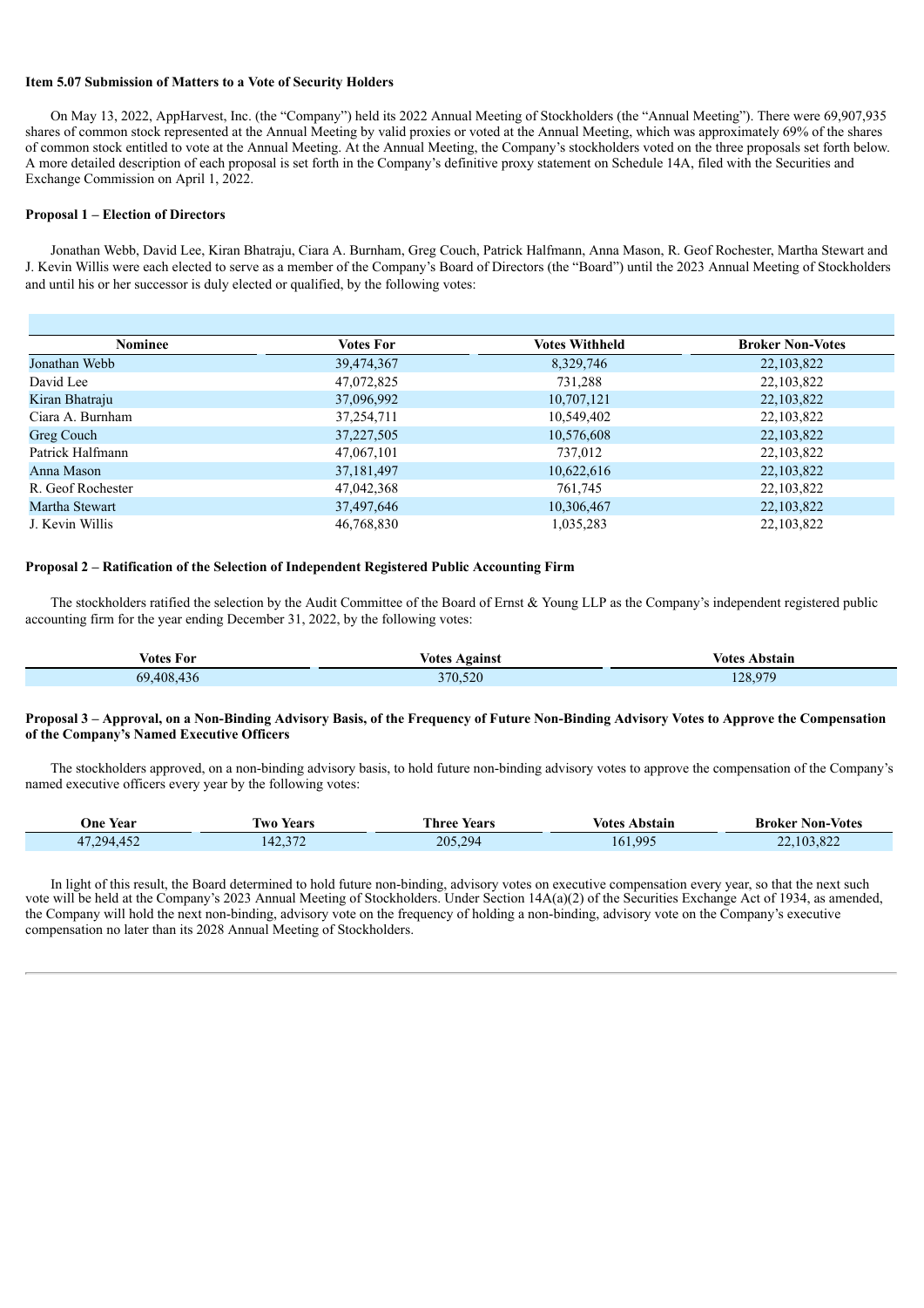**Item 5.07 Submission of Matters to a Vote of Security Holders**

On May 13, 2022, AppHarvest, Inc. (the "Company") held its 2022 Annual Meeting of Stockholders (the "Annual Meeting"). There were 69,907,935 shares of common stock represented at the Annual Meeting by valid proxies or voted at the Annual Meeting, which was approximately 69% of the shares of common stock entitled to vote at the Annual Meeting. At the Annual Meeting, the Company's stockholders voted on the three proposals set forth below. A more detailed description of each proposal is set forth in the Company's definitive proxy statement on Schedule 14A, filed with the Securities and Exchange Commission on April 1, 2022.

**Proposal 1 – Election of Directors**

Jonathan Webb, David Lee, Kiran Bhatraju, Ciara A. Burnham, Greg Couch, Patrick Halfmann, Anna Mason, R. Geof Rochester, Martha Stewart and J. Kevin Willis were each elected to serve as a member of the Company's Board of Directors (the "Board") until the 2023 Annual Meeting of Stockholders and until his or her successor is duly elected or qualified, by the following votes:

| Nominee | Votes For | Votes Withheld | Broker Non-Votes |
|---|---|---|---|
| Jonathan Webb | 39,474,367 | 8,329,746 | 22,103,822 |
| David Lee | 47,072,825 | 731,288 | 22,103,822 |
| Kiran Bhatraju | 37,096,992 | 10,707,121 | 22,103,822 |
| Ciara A. Burnham | 37,254,711 | 10,549,402 | 22,103,822 |
| Greg Couch | 37,227,505 | 10,576,608 | 22,103,822 |
| Patrick Halfmann | 47,067,101 | 737,012 | 22,103,822 |
| Anna Mason | 37,181,497 | 10,622,616 | 22,103,822 |
| R. Geof Rochester | 47,042,368 | 761,745 | 22,103,822 |
| Martha Stewart | 37,497,646 | 10,306,467 | 22,103,822 |
| J. Kevin Willis | 46,768,830 | 1,035,283 | 22,103,822 |

**Proposal 2 – Ratification of the Selection of Independent Registered Public Accounting Firm**

The stockholders ratified the selection by the Audit Committee of the Board of Ernst & Young LLP as the Company's independent registered public accounting firm for the year ending December 31, 2022, by the following votes:

| Votes For | Votes Against | Votes Abstain |
|---|---|---|
| 69,408,436 | 370,520 | 128,979 |

**Proposal 3 – Approval, on a Non-Binding Advisory Basis, of the Frequency of Future Non-Binding Advisory Votes to Approve the Compensation of the Company's Named Executive Officers**

The stockholders approved, on a non-binding advisory basis, to hold future non-binding advisory votes to approve the compensation of the Company's named executive officers every year by the following votes:

| One Year | Two Years | Three Years | Votes Abstain | Broker Non-Votes |
|---|---|---|---|---|
| 47,294,452 | 142,372 | 205,294 | 161,995 | 22,103,822 |

In light of this result, the Board determined to hold future non-binding, advisory votes on executive compensation every year, so that the next such vote will be held at the Company's 2023 Annual Meeting of Stockholders. Under Section 14A(a)(2) of the Securities Exchange Act of 1934, as amended, the Company will hold the next non-binding, advisory vote on the frequency of holding a non-binding, advisory vote on the Company's executive compensation no later than its 2028 Annual Meeting of Stockholders.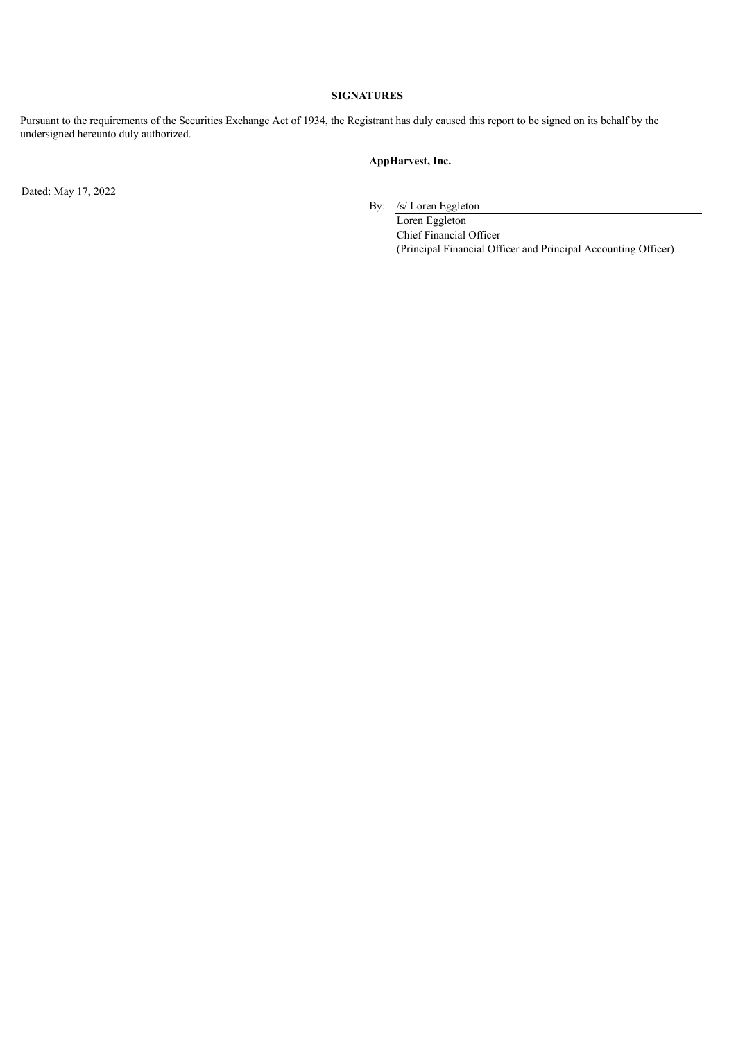**SIGNATURES**

Pursuant to the requirements of the Securities Exchange Act of 1934, the Registrant has duly caused this report to be signed on its behalf by the undersigned hereunto duly authorized.

**AppHarvest, Inc.**

Dated: May 17, 2022

By: /s/ Loren Eggleton
Loren Eggleton
Chief Financial Officer
(Principal Financial Officer and Principal Accounting Officer)